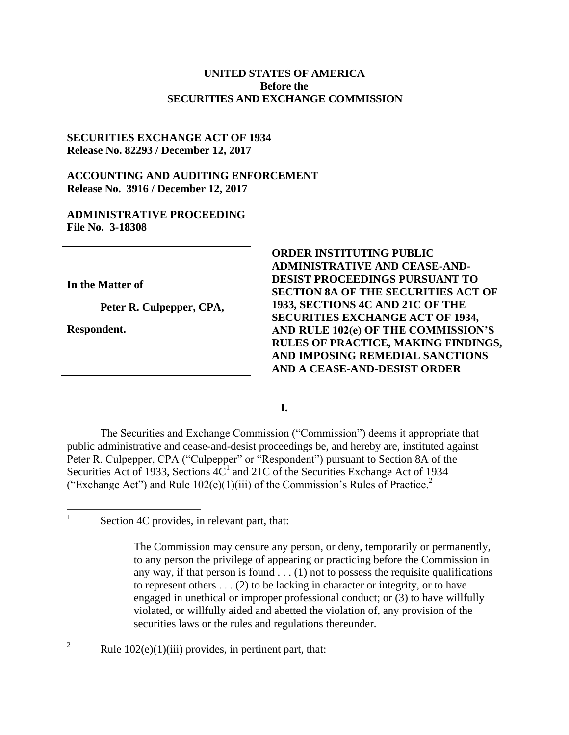**UNITED STATES OF AMERICA**
**Before the**
**SECURITIES AND EXCHANGE COMMISSION**

**SECURITIES EXCHANGE ACT OF 1934**
**Release No. 82293 / December 12, 2017**

**ACCOUNTING AND AUDITING ENFORCEMENT**
**Release No. 3916 / December 12, 2017**

**ADMINISTRATIVE PROCEEDING**
**File No. 3-18308**

**In the Matter of**

**Peter R. Culpepper, CPA,**

**Respondent.**

**ORDER INSTITUTING PUBLIC ADMINISTRATIVE AND CEASE-AND-DESIST PROCEEDINGS PURSUANT TO SECTION 8A OF THE SECURITIES ACT OF 1933, SECTIONS 4C AND 21C OF THE SECURITIES EXCHANGE ACT OF 1934, AND RULE 102(e) OF THE COMMISSION'S RULES OF PRACTICE, MAKING FINDINGS, AND IMPOSING REMEDIAL SANCTIONS AND A CEASE-AND-DESIST ORDER**

**I.**

The Securities and Exchange Commission ("Commission") deems it appropriate that public administrative and cease-and-desist proceedings be, and hereby are, instituted against Peter R. Culpepper, CPA ("Culpepper" or "Respondent") pursuant to Section 8A of the Securities Act of 1933, Sections 4C[1] and 21C of the Securities Exchange Act of 1934 ("Exchange Act") and Rule 102(e)(1)(iii) of the Commission's Rules of Practice.[2]

[1] Section 4C provides, in relevant part, that:

> The Commission may censure any person, or deny, temporarily or permanently, to any person the privilege of appearing or practicing before the Commission in any way, if that person is found . . . (1) not to possess the requisite qualifications to represent others . . . (2) to be lacking in character or integrity, or to have engaged in unethical or improper professional conduct; or (3) to have willfully violated, or willfully aided and abetted the violation of, any provision of the securities laws or the rules and regulations thereunder.

[2] Rule 102(e)(1)(iii) provides, in pertinent part, that: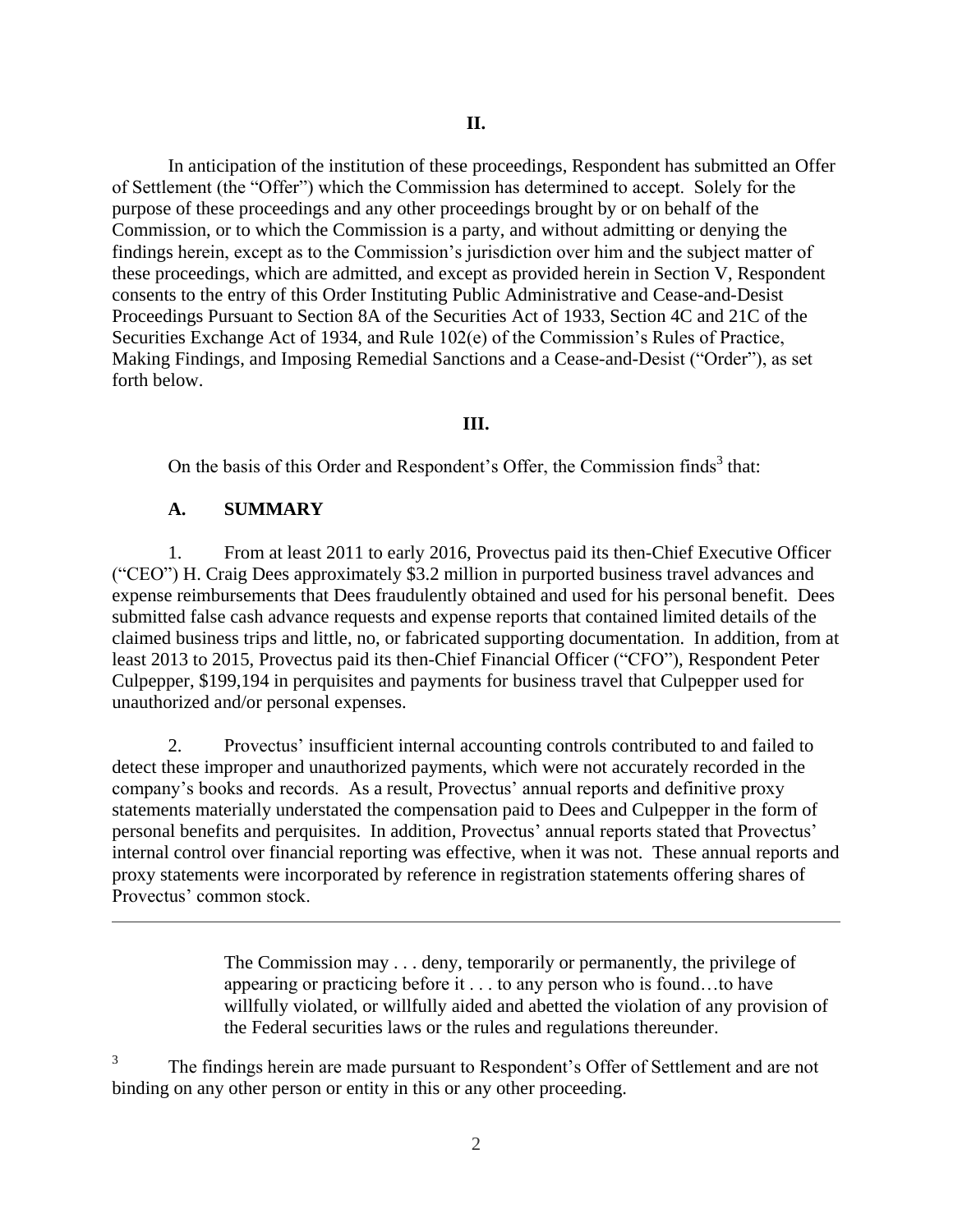## II.

In anticipation of the institution of these proceedings, Respondent has submitted an Offer of Settlement (the "Offer") which the Commission has determined to accept. Solely for the purpose of these proceedings and any other proceedings brought by or on behalf of the Commission, or to which the Commission is a party, and without admitting or denying the findings herein, except as to the Commission's jurisdiction over him and the subject matter of these proceedings, which are admitted, and except as provided herein in Section V, Respondent consents to the entry of this Order Instituting Public Administrative and Cease-and-Desist Proceedings Pursuant to Section 8A of the Securities Act of 1933, Section 4C and 21C of the Securities Exchange Act of 1934, and Rule 102(e) of the Commission's Rules of Practice, Making Findings, and Imposing Remedial Sanctions and a Cease-and-Desist ("Order"), as set forth below.

## III.

On the basis of this Order and Respondent's Offer, the Commission finds[3] that:

### A. SUMMARY

1. From at least 2011 to early 2016, Provectus paid its then-Chief Executive Officer ("CEO") H. Craig Dees approximately $3.2 million in purported business travel advances and expense reimbursements that Dees fraudulently obtained and used for his personal benefit. Dees submitted false cash advance requests and expense reports that contained limited details of the claimed business trips and little, no, or fabricated supporting documentation. In addition, from at least 2013 to 2015, Provectus paid its then-Chief Financial Officer ("CFO"), Respondent Peter Culpepper, $199,194 in perquisites and payments for business travel that Culpepper used for unauthorized and/or personal expenses.

2. Provectus' insufficient internal accounting controls contributed to and failed to detect these improper and unauthorized payments, which were not accurately recorded in the company's books and records. As a result, Provectus' annual reports and definitive proxy statements materially understated the compensation paid to Dees and Culpepper in the form of personal benefits and perquisites. In addition, Provectus' annual reports stated that Provectus' internal control over financial reporting was effective, when it was not. These annual reports and proxy statements were incorporated by reference in registration statements offering shares of Provectus' common stock.

---

> The Commission may . . . deny, temporarily or permanently, the privilege of appearing or practicing before it . . . to any person who is found…to have willfully violated, or willfully aided and abetted the violation of any provision of the Federal securities laws or the rules and regulations thereunder.

[3] The findings herein are made pursuant to Respondent's Offer of Settlement and are not binding on any other person or entity in this or any other proceeding.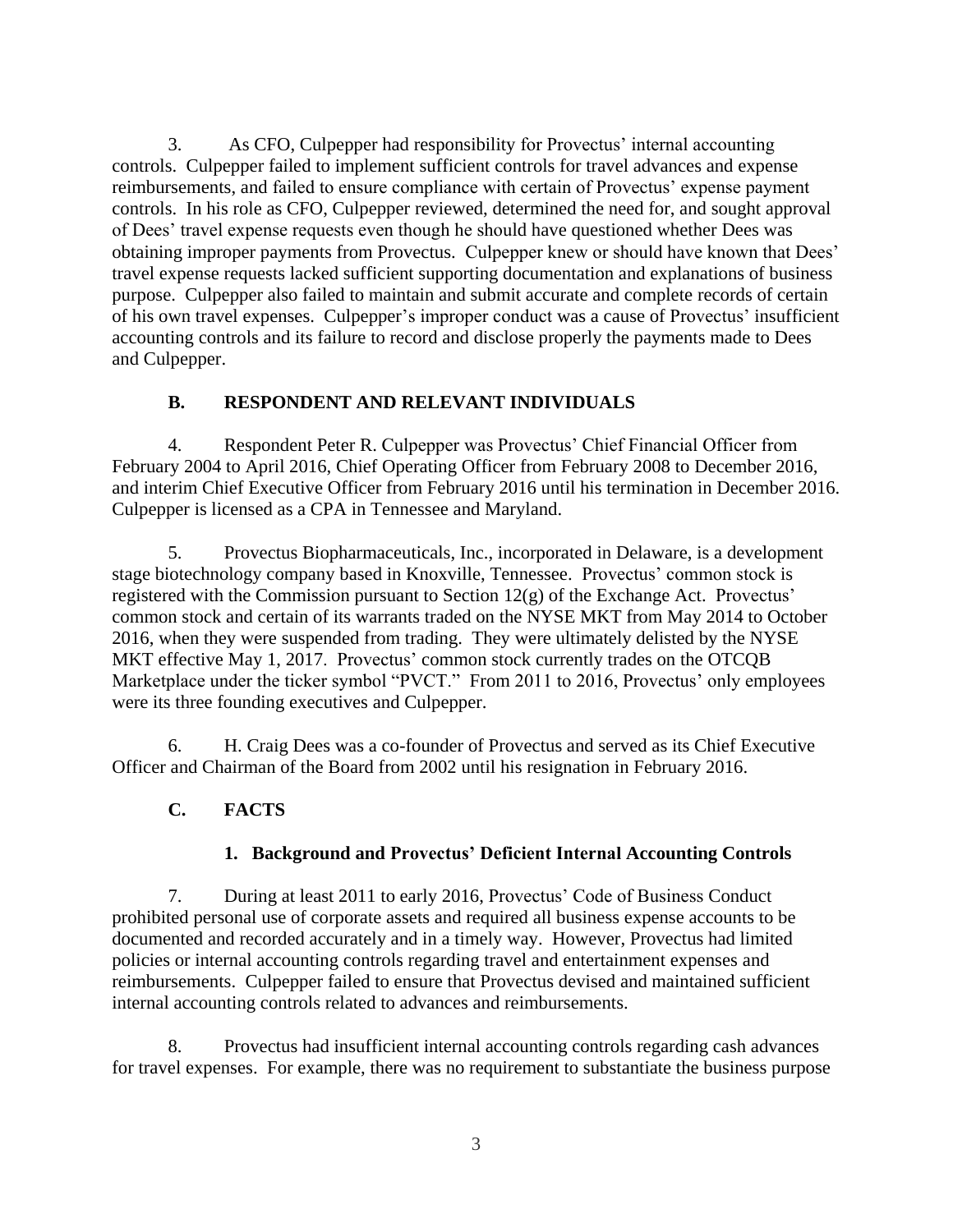3. As CFO, Culpepper had responsibility for Provectus' internal accounting controls. Culpepper failed to implement sufficient controls for travel advances and expense reimbursements, and failed to ensure compliance with certain of Provectus' expense payment controls. In his role as CFO, Culpepper reviewed, determined the need for, and sought approval of Dees' travel expense requests even though he should have questioned whether Dees was obtaining improper payments from Provectus. Culpepper knew or should have known that Dees' travel expense requests lacked sufficient supporting documentation and explanations of business purpose. Culpepper also failed to maintain and submit accurate and complete records of certain of his own travel expenses. Culpepper's improper conduct was a cause of Provectus' insufficient accounting controls and its failure to record and disclose properly the payments made to Dees and Culpepper.

## B. RESPONDENT AND RELEVANT INDIVIDUALS

4. Respondent Peter R. Culpepper was Provectus' Chief Financial Officer from February 2004 to April 2016, Chief Operating Officer from February 2008 to December 2016, and interim Chief Executive Officer from February 2016 until his termination in December 2016. Culpepper is licensed as a CPA in Tennessee and Maryland.

5. Provectus Biopharmaceuticals, Inc., incorporated in Delaware, is a development stage biotechnology company based in Knoxville, Tennessee. Provectus' common stock is registered with the Commission pursuant to Section 12(g) of the Exchange Act. Provectus' common stock and certain of its warrants traded on the NYSE MKT from May 2014 to October 2016, when they were suspended from trading. They were ultimately delisted by the NYSE MKT effective May 1, 2017. Provectus' common stock currently trades on the OTCQB Marketplace under the ticker symbol "PVCT." From 2011 to 2016, Provectus' only employees were its three founding executives and Culpepper.

6. H. Craig Dees was a co-founder of Provectus and served as its Chief Executive Officer and Chairman of the Board from 2002 until his resignation in February 2016.

## C. FACTS

### 1. Background and Provectus' Deficient Internal Accounting Controls

7. During at least 2011 to early 2016, Provectus' Code of Business Conduct prohibited personal use of corporate assets and required all business expense accounts to be documented and recorded accurately and in a timely way. However, Provectus had limited policies or internal accounting controls regarding travel and entertainment expenses and reimbursements. Culpepper failed to ensure that Provectus devised and maintained sufficient internal accounting controls related to advances and reimbursements.

8. Provectus had insufficient internal accounting controls regarding cash advances for travel expenses. For example, there was no requirement to substantiate the business purpose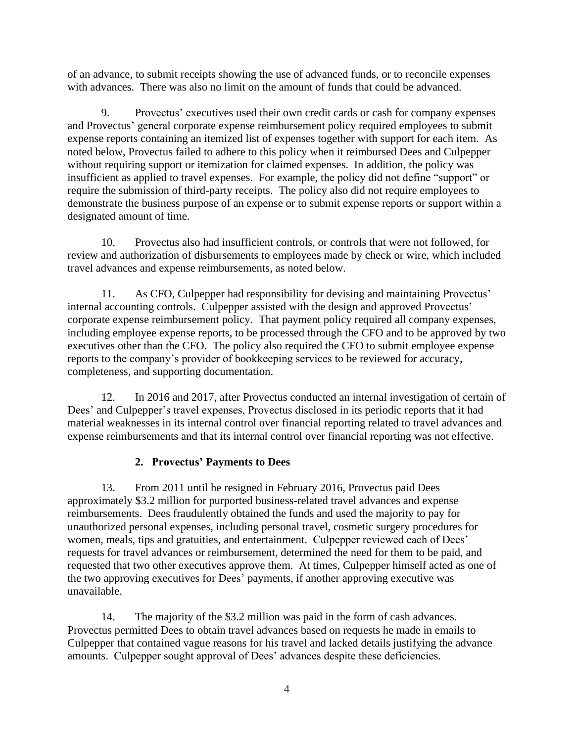of an advance, to submit receipts showing the use of advanced funds, or to reconcile expenses with advances. There was also no limit on the amount of funds that could be advanced.

9. Provectus' executives used their own credit cards or cash for company expenses and Provectus' general corporate expense reimbursement policy required employees to submit expense reports containing an itemized list of expenses together with support for each item. As noted below, Provectus failed to adhere to this policy when it reimbursed Dees and Culpepper without requiring support or itemization for claimed expenses. In addition, the policy was insufficient as applied to travel expenses. For example, the policy did not define "support" or require the submission of third-party receipts. The policy also did not require employees to demonstrate the business purpose of an expense or to submit expense reports or support within a designated amount of time.

10. Provectus also had insufficient controls, or controls that were not followed, for review and authorization of disbursements to employees made by check or wire, which included travel advances and expense reimbursements, as noted below.

11. As CFO, Culpepper had responsibility for devising and maintaining Provectus' internal accounting controls. Culpepper assisted with the design and approved Provectus' corporate expense reimbursement policy. That payment policy required all company expenses, including employee expense reports, to be processed through the CFO and to be approved by two executives other than the CFO. The policy also required the CFO to submit employee expense reports to the company's provider of bookkeeping services to be reviewed for accuracy, completeness, and supporting documentation.

12. In 2016 and 2017, after Provectus conducted an internal investigation of certain of Dees' and Culpepper's travel expenses, Provectus disclosed in its periodic reports that it had material weaknesses in its internal control over financial reporting related to travel advances and expense reimbursements and that its internal control over financial reporting was not effective.

### 2. Provectus' Payments to Dees

13. From 2011 until he resigned in February 2016, Provectus paid Dees approximately $3.2 million for purported business-related travel advances and expense reimbursements. Dees fraudulently obtained the funds and used the majority to pay for unauthorized personal expenses, including personal travel, cosmetic surgery procedures for women, meals, tips and gratuities, and entertainment. Culpepper reviewed each of Dees' requests for travel advances or reimbursement, determined the need for them to be paid, and requested that two other executives approve them. At times, Culpepper himself acted as one of the two approving executives for Dees' payments, if another approving executive was unavailable.

14. The majority of the $3.2 million was paid in the form of cash advances. Provectus permitted Dees to obtain travel advances based on requests he made in emails to Culpepper that contained vague reasons for his travel and lacked details justifying the advance amounts. Culpepper sought approval of Dees' advances despite these deficiencies.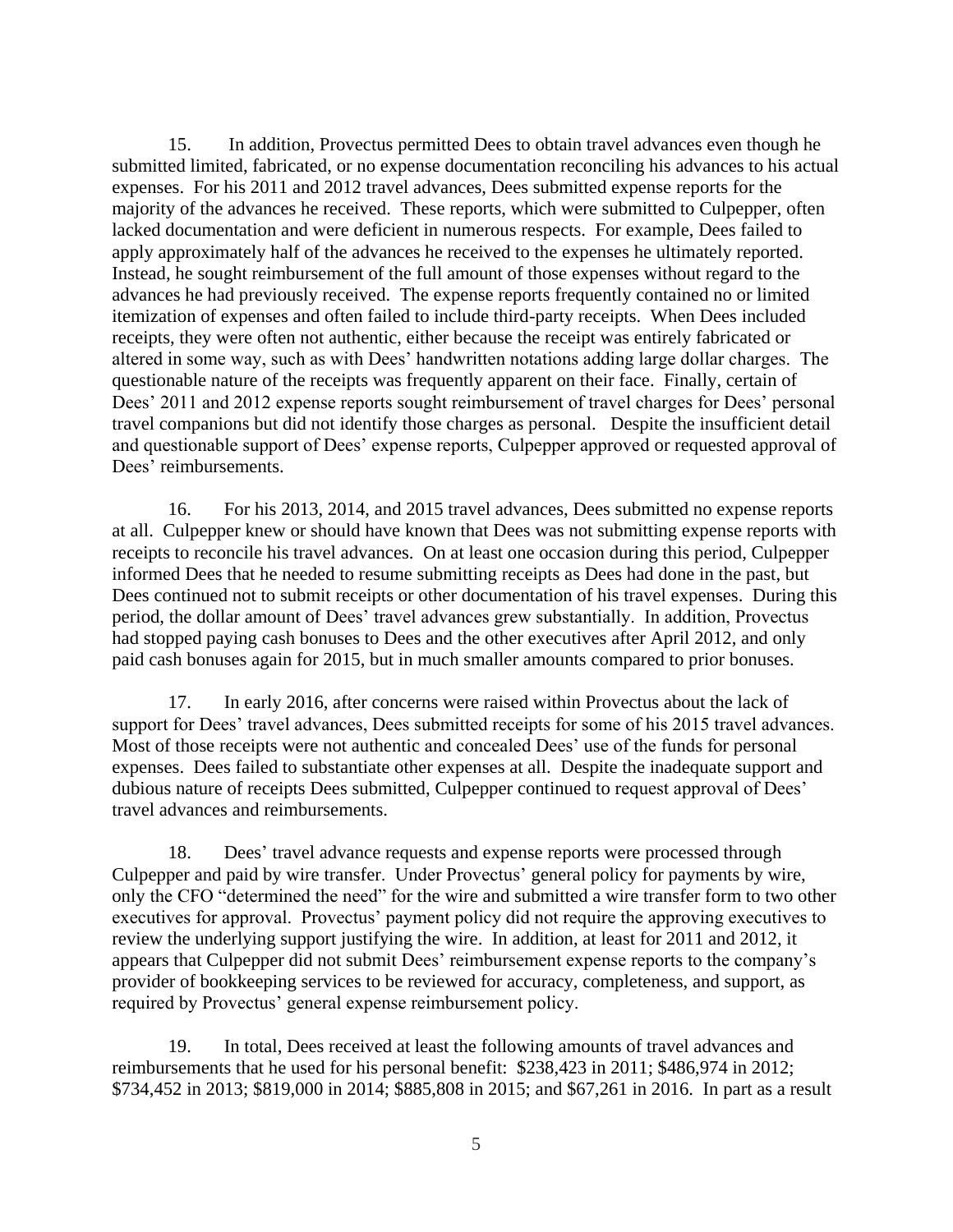15. In addition, Provectus permitted Dees to obtain travel advances even though he submitted limited, fabricated, or no expense documentation reconciling his advances to his actual expenses. For his 2011 and 2012 travel advances, Dees submitted expense reports for the majority of the advances he received. These reports, which were submitted to Culpepper, often lacked documentation and were deficient in numerous respects. For example, Dees failed to apply approximately half of the advances he received to the expenses he ultimately reported. Instead, he sought reimbursement of the full amount of those expenses without regard to the advances he had previously received. The expense reports frequently contained no or limited itemization of expenses and often failed to include third-party receipts. When Dees included receipts, they were often not authentic, either because the receipt was entirely fabricated or altered in some way, such as with Dees' handwritten notations adding large dollar charges. The questionable nature of the receipts was frequently apparent on their face. Finally, certain of Dees' 2011 and 2012 expense reports sought reimbursement of travel charges for Dees' personal travel companions but did not identify those charges as personal. Despite the insufficient detail and questionable support of Dees' expense reports, Culpepper approved or requested approval of Dees' reimbursements.

16. For his 2013, 2014, and 2015 travel advances, Dees submitted no expense reports at all. Culpepper knew or should have known that Dees was not submitting expense reports with receipts to reconcile his travel advances. On at least one occasion during this period, Culpepper informed Dees that he needed to resume submitting receipts as Dees had done in the past, but Dees continued not to submit receipts or other documentation of his travel expenses. During this period, the dollar amount of Dees' travel advances grew substantially. In addition, Provectus had stopped paying cash bonuses to Dees and the other executives after April 2012, and only paid cash bonuses again for 2015, but in much smaller amounts compared to prior bonuses.

17. In early 2016, after concerns were raised within Provectus about the lack of support for Dees' travel advances, Dees submitted receipts for some of his 2015 travel advances. Most of those receipts were not authentic and concealed Dees' use of the funds for personal expenses. Dees failed to substantiate other expenses at all. Despite the inadequate support and dubious nature of receipts Dees submitted, Culpepper continued to request approval of Dees' travel advances and reimbursements.

18. Dees' travel advance requests and expense reports were processed through Culpepper and paid by wire transfer. Under Provectus' general policy for payments by wire, only the CFO "determined the need" for the wire and submitted a wire transfer form to two other executives for approval. Provectus' payment policy did not require the approving executives to review the underlying support justifying the wire. In addition, at least for 2011 and 2012, it appears that Culpepper did not submit Dees' reimbursement expense reports to the company's provider of bookkeeping services to be reviewed for accuracy, completeness, and support, as required by Provectus' general expense reimbursement policy.

19. In total, Dees received at least the following amounts of travel advances and reimbursements that he used for his personal benefit: $238,423 in 2011; $486,974 in 2012; $734,452 in 2013; $819,000 in 2014; $885,808 in 2015; and $67,261 in 2016. In part as a result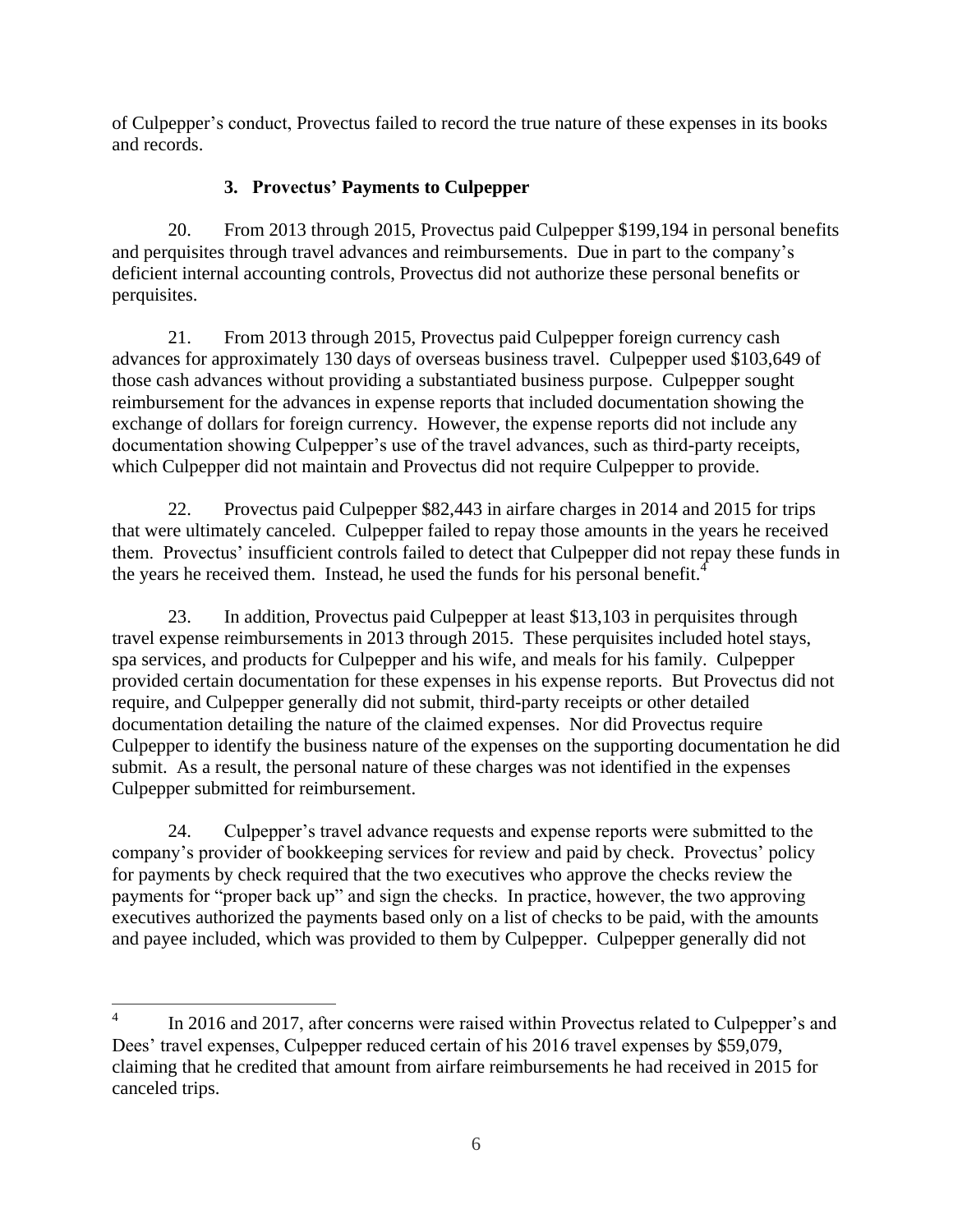of Culpepper's conduct, Provectus failed to record the true nature of these expenses in its books and records.

### 3. Provectus' Payments to Culpepper

20. From 2013 through 2015, Provectus paid Culpepper $199,194 in personal benefits and perquisites through travel advances and reimbursements. Due in part to the company's deficient internal accounting controls, Provectus did not authorize these personal benefits or perquisites.

21. From 2013 through 2015, Provectus paid Culpepper foreign currency cash advances for approximately 130 days of overseas business travel. Culpepper used $103,649 of those cash advances without providing a substantiated business purpose. Culpepper sought reimbursement for the advances in expense reports that included documentation showing the exchange of dollars for foreign currency. However, the expense reports did not include any documentation showing Culpepper's use of the travel advances, such as third-party receipts, which Culpepper did not maintain and Provectus did not require Culpepper to provide.

22. Provectus paid Culpepper $82,443 in airfare charges in 2014 and 2015 for trips that were ultimately canceled. Culpepper failed to repay those amounts in the years he received them. Provectus' insufficient controls failed to detect that Culpepper did not repay these funds in the years he received them. Instead, he used the funds for his personal benefit.[4]

23. In addition, Provectus paid Culpepper at least $13,103 in perquisites through travel expense reimbursements in 2013 through 2015. These perquisites included hotel stays, spa services, and products for Culpepper and his wife, and meals for his family. Culpepper provided certain documentation for these expenses in his expense reports. But Provectus did not require, and Culpepper generally did not submit, third-party receipts or other detailed documentation detailing the nature of the claimed expenses. Nor did Provectus require Culpepper to identify the business nature of the expenses on the supporting documentation he did submit. As a result, the personal nature of these charges was not identified in the expenses Culpepper submitted for reimbursement.

24. Culpepper's travel advance requests and expense reports were submitted to the company's provider of bookkeeping services for review and paid by check. Provectus' policy for payments by check required that the two executives who approve the checks review the payments for "proper back up" and sign the checks. In practice, however, the two approving executives authorized the payments based only on a list of checks to be paid, with the amounts and payee included, which was provided to them by Culpepper. Culpepper generally did not

---

[4] In 2016 and 2017, after concerns were raised within Provectus related to Culpepper's and Dees' travel expenses, Culpepper reduced certain of his 2016 travel expenses by $59,079, claiming that he credited that amount from airfare reimbursements he had received in 2015 for canceled trips.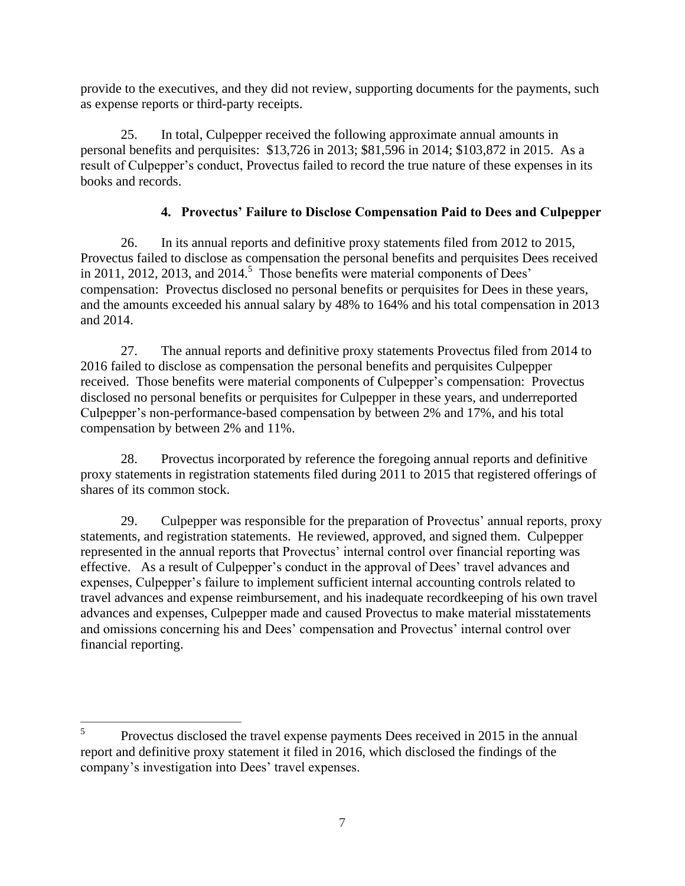provide to the executives, and they did not review, supporting documents for the payments, such as expense reports or third-party receipts.

25. In total, Culpepper received the following approximate annual amounts in personal benefits and perquisites: $13,726 in 2013; $81,596 in 2014; $103,872 in 2015. As a result of Culpepper's conduct, Provectus failed to record the true nature of these expenses in its books and records.

### 4. Provectus' Failure to Disclose Compensation Paid to Dees and Culpepper

26. In its annual reports and definitive proxy statements filed from 2012 to 2015, Provectus failed to disclose as compensation the personal benefits and perquisites Dees received in 2011, 2012, 2013, and 2014.[5] Those benefits were material components of Dees' compensation: Provectus disclosed no personal benefits or perquisites for Dees in these years, and the amounts exceeded his annual salary by 48% to 164% and his total compensation in 2013 and 2014.

27. The annual reports and definitive proxy statements Provectus filed from 2014 to 2016 failed to disclose as compensation the personal benefits and perquisites Culpepper received. Those benefits were material components of Culpepper's compensation: Provectus disclosed no personal benefits or perquisites for Culpepper in these years, and underreported Culpepper's non-performance-based compensation by between 2% and 17%, and his total compensation by between 2% and 11%.

28. Provectus incorporated by reference the foregoing annual reports and definitive proxy statements in registration statements filed during 2011 to 2015 that registered offerings of shares of its common stock.

29. Culpepper was responsible for the preparation of Provectus' annual reports, proxy statements, and registration statements. He reviewed, approved, and signed them. Culpepper represented in the annual reports that Provectus' internal control over financial reporting was effective. As a result of Culpepper's conduct in the approval of Dees' travel advances and expenses, Culpepper's failure to implement sufficient internal accounting controls related to travel advances and expense reimbursement, and his inadequate recordkeeping of his own travel advances and expenses, Culpepper made and caused Provectus to make material misstatements and omissions concerning his and Dees' compensation and Provectus' internal control over financial reporting.

---

[5] Provectus disclosed the travel expense payments Dees received in 2015 in the annual report and definitive proxy statement it filed in 2016, which disclosed the findings of the company's investigation into Dees' travel expenses.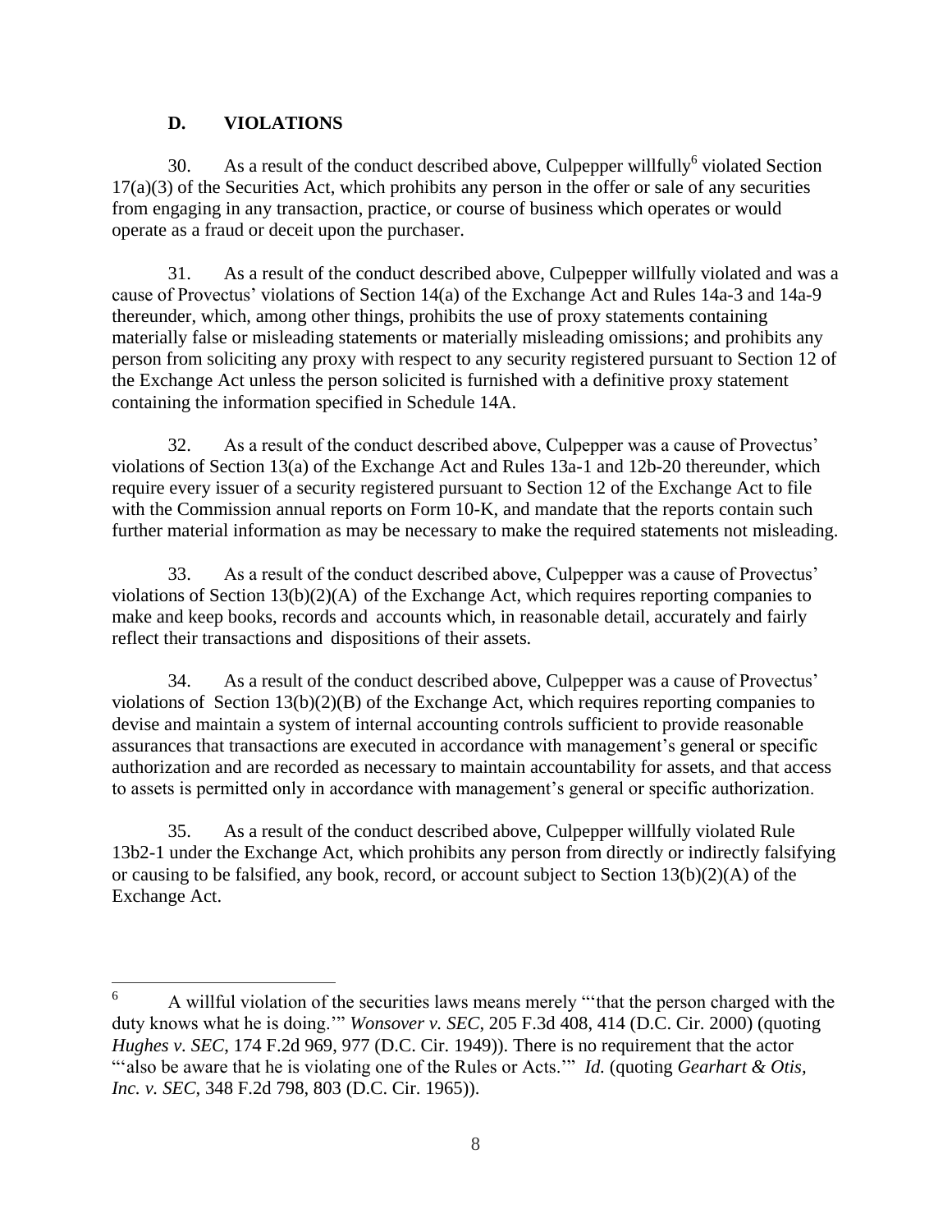### D. VIOLATIONS

30. As a result of the conduct described above, Culpepper willfully[6] violated Section 17(a)(3) of the Securities Act, which prohibits any person in the offer or sale of any securities from engaging in any transaction, practice, or course of business which operates or would operate as a fraud or deceit upon the purchaser.

31. As a result of the conduct described above, Culpepper willfully violated and was a cause of Provectus' violations of Section 14(a) of the Exchange Act and Rules 14a-3 and 14a-9 thereunder, which, among other things, prohibits the use of proxy statements containing materially false or misleading statements or materially misleading omissions; and prohibits any person from soliciting any proxy with respect to any security registered pursuant to Section 12 of the Exchange Act unless the person solicited is furnished with a definitive proxy statement containing the information specified in Schedule 14A.

32. As a result of the conduct described above, Culpepper was a cause of Provectus' violations of Section 13(a) of the Exchange Act and Rules 13a-1 and 12b-20 thereunder, which require every issuer of a security registered pursuant to Section 12 of the Exchange Act to file with the Commission annual reports on Form 10-K, and mandate that the reports contain such further material information as may be necessary to make the required statements not misleading.

33. As a result of the conduct described above, Culpepper was a cause of Provectus' violations of Section 13(b)(2)(A) of the Exchange Act, which requires reporting companies to make and keep books, records and accounts which, in reasonable detail, accurately and fairly reflect their transactions and dispositions of their assets.

34. As a result of the conduct described above, Culpepper was a cause of Provectus' violations of Section 13(b)(2)(B) of the Exchange Act, which requires reporting companies to devise and maintain a system of internal accounting controls sufficient to provide reasonable assurances that transactions are executed in accordance with management's general or specific authorization and are recorded as necessary to maintain accountability for assets, and that access to assets is permitted only in accordance with management's general or specific authorization.

35. As a result of the conduct described above, Culpepper willfully violated Rule 13b2-1 under the Exchange Act, which prohibits any person from directly or indirectly falsifying or causing to be falsified, any book, record, or account subject to Section 13(b)(2)(A) of the Exchange Act.

---

[6] A willful violation of the securities laws means merely "'that the person charged with the duty knows what he is doing.'" *Wonsover v. SEC*, 205 F.3d 408, 414 (D.C. Cir. 2000) (quoting *Hughes v. SEC*, 174 F.2d 969, 977 (D.C. Cir. 1949)). There is no requirement that the actor "'also be aware that he is violating one of the Rules or Acts.'" *Id.* (quoting *Gearhart & Otis, Inc. v. SEC*, 348 F.2d 798, 803 (D.C. Cir. 1965)).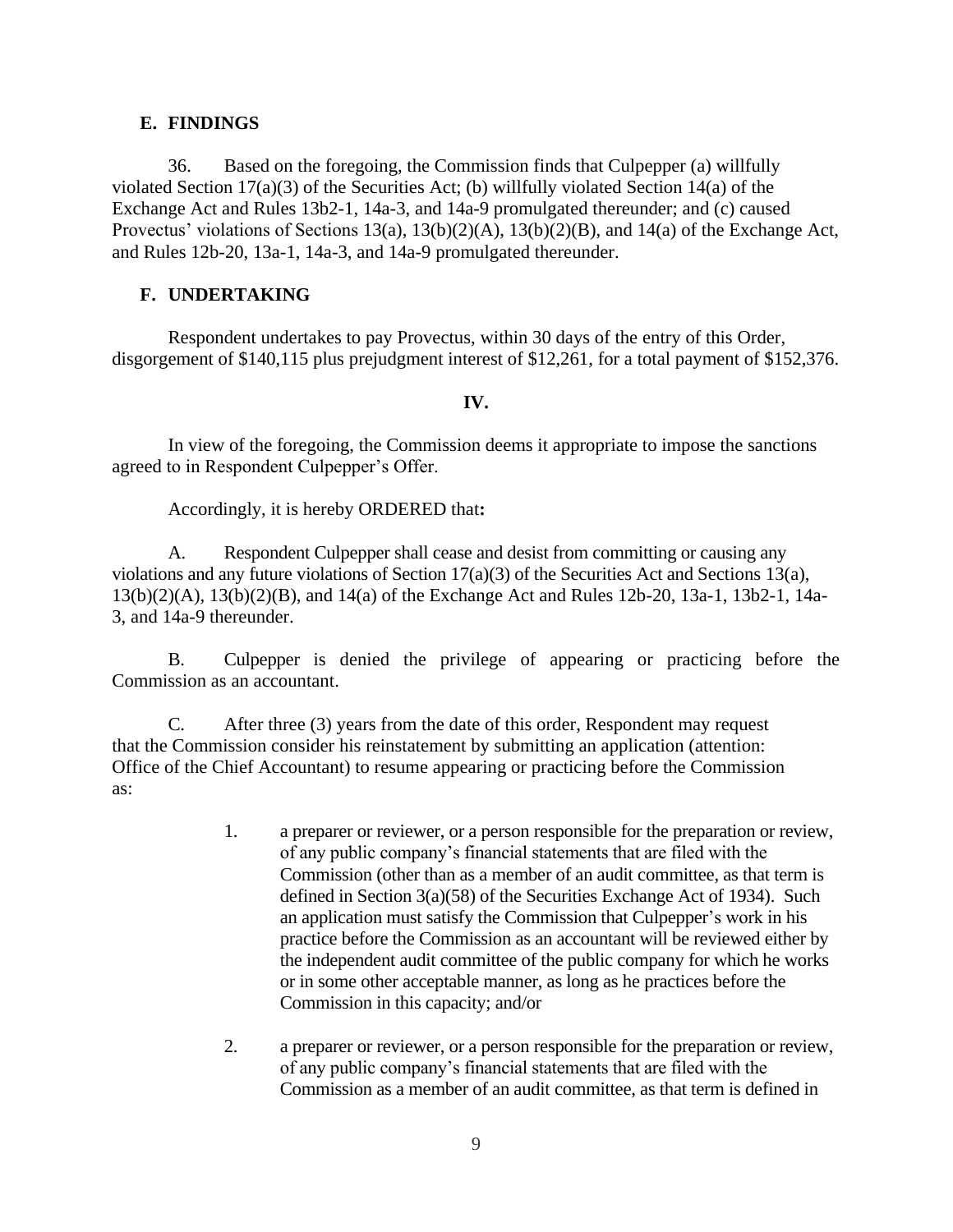## E. FINDINGS

36. Based on the foregoing, the Commission finds that Culpepper (a) willfully violated Section 17(a)(3) of the Securities Act; (b) willfully violated Section 14(a) of the Exchange Act and Rules 13b2-1, 14a-3, and 14a-9 promulgated thereunder; and (c) caused Provectus' violations of Sections 13(a), 13(b)(2)(A), 13(b)(2)(B), and 14(a) of the Exchange Act, and Rules 12b-20, 13a-1, 14a-3, and 14a-9 promulgated thereunder.

## F. UNDERTAKING

Respondent undertakes to pay Provectus, within 30 days of the entry of this Order, disgorgement of $140,115 plus prejudgment interest of $12,261, for a total payment of $152,376.

## IV.

In view of the foregoing, the Commission deems it appropriate to impose the sanctions agreed to in Respondent Culpepper's Offer.

Accordingly, it is hereby ORDERED that**:**

A. Respondent Culpepper shall cease and desist from committing or causing any violations and any future violations of Section 17(a)(3) of the Securities Act and Sections 13(a), 13(b)(2)(A), 13(b)(2)(B), and 14(a) of the Exchange Act and Rules 12b-20, 13a-1, 13b2-1, 14a-3, and 14a-9 thereunder.

B. Culpepper is denied the privilege of appearing or practicing before the Commission as an accountant.

C. After three (3) years from the date of this order, Respondent may request that the Commission consider his reinstatement by submitting an application (attention: Office of the Chief Accountant) to resume appearing or practicing before the Commission as:

1. a preparer or reviewer, or a person responsible for the preparation or review, of any public company's financial statements that are filed with the Commission (other than as a member of an audit committee, as that term is defined in Section 3(a)(58) of the Securities Exchange Act of 1934). Such an application must satisfy the Commission that Culpepper's work in his practice before the Commission as an accountant will be reviewed either by the independent audit committee of the public company for which he works or in some other acceptable manner, as long as he practices before the Commission in this capacity; and/or

2. a preparer or reviewer, or a person responsible for the preparation or review, of any public company's financial statements that are filed with the Commission as a member of an audit committee, as that term is defined in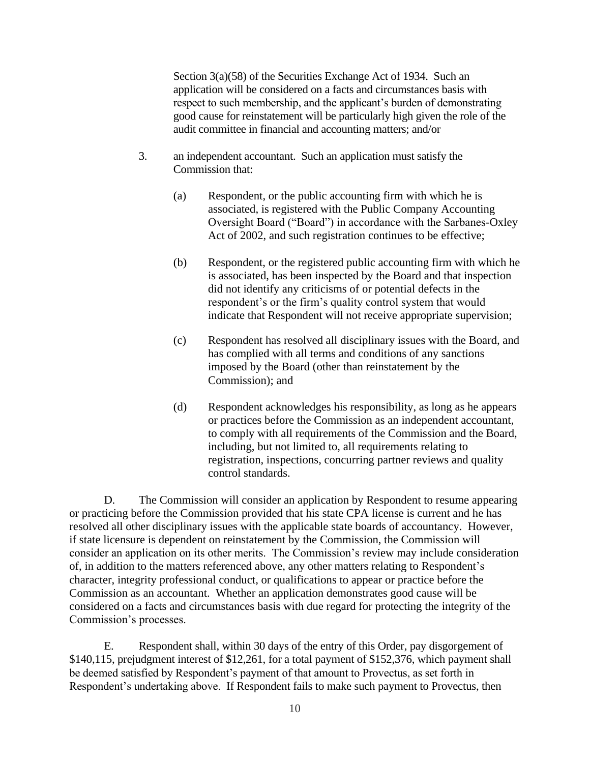Section 3(a)(58) of the Securities Exchange Act of 1934. Such an application will be considered on a facts and circumstances basis with respect to such membership, and the applicant's burden of demonstrating good cause for reinstatement will be particularly high given the role of the audit committee in financial and accounting matters; and/or

3. an independent accountant. Such an application must satisfy the Commission that:

   (a) Respondent, or the public accounting firm with which he is associated, is registered with the Public Company Accounting Oversight Board ("Board") in accordance with the Sarbanes-Oxley Act of 2002, and such registration continues to be effective;

   (b) Respondent, or the registered public accounting firm with which he is associated, has been inspected by the Board and that inspection did not identify any criticisms of or potential defects in the respondent's or the firm's quality control system that would indicate that Respondent will not receive appropriate supervision;

   (c) Respondent has resolved all disciplinary issues with the Board, and has complied with all terms and conditions of any sanctions imposed by the Board (other than reinstatement by the Commission); and

   (d) Respondent acknowledges his responsibility, as long as he appears or practices before the Commission as an independent accountant, to comply with all requirements of the Commission and the Board, including, but not limited to, all requirements relating to registration, inspections, concurring partner reviews and quality control standards.

D. The Commission will consider an application by Respondent to resume appearing or practicing before the Commission provided that his state CPA license is current and he has resolved all other disciplinary issues with the applicable state boards of accountancy. However, if state licensure is dependent on reinstatement by the Commission, the Commission will consider an application on its other merits. The Commission's review may include consideration of, in addition to the matters referenced above, any other matters relating to Respondent's character, integrity professional conduct, or qualifications to appear or practice before the Commission as an accountant. Whether an application demonstrates good cause will be considered on a facts and circumstances basis with due regard for protecting the integrity of the Commission's processes.

E. Respondent shall, within 30 days of the entry of this Order, pay disgorgement of $140,115, prejudgment interest of $12,261, for a total payment of $152,376, which payment shall be deemed satisfied by Respondent's payment of that amount to Provectus, as set forth in Respondent's undertaking above. If Respondent fails to make such payment to Provectus, then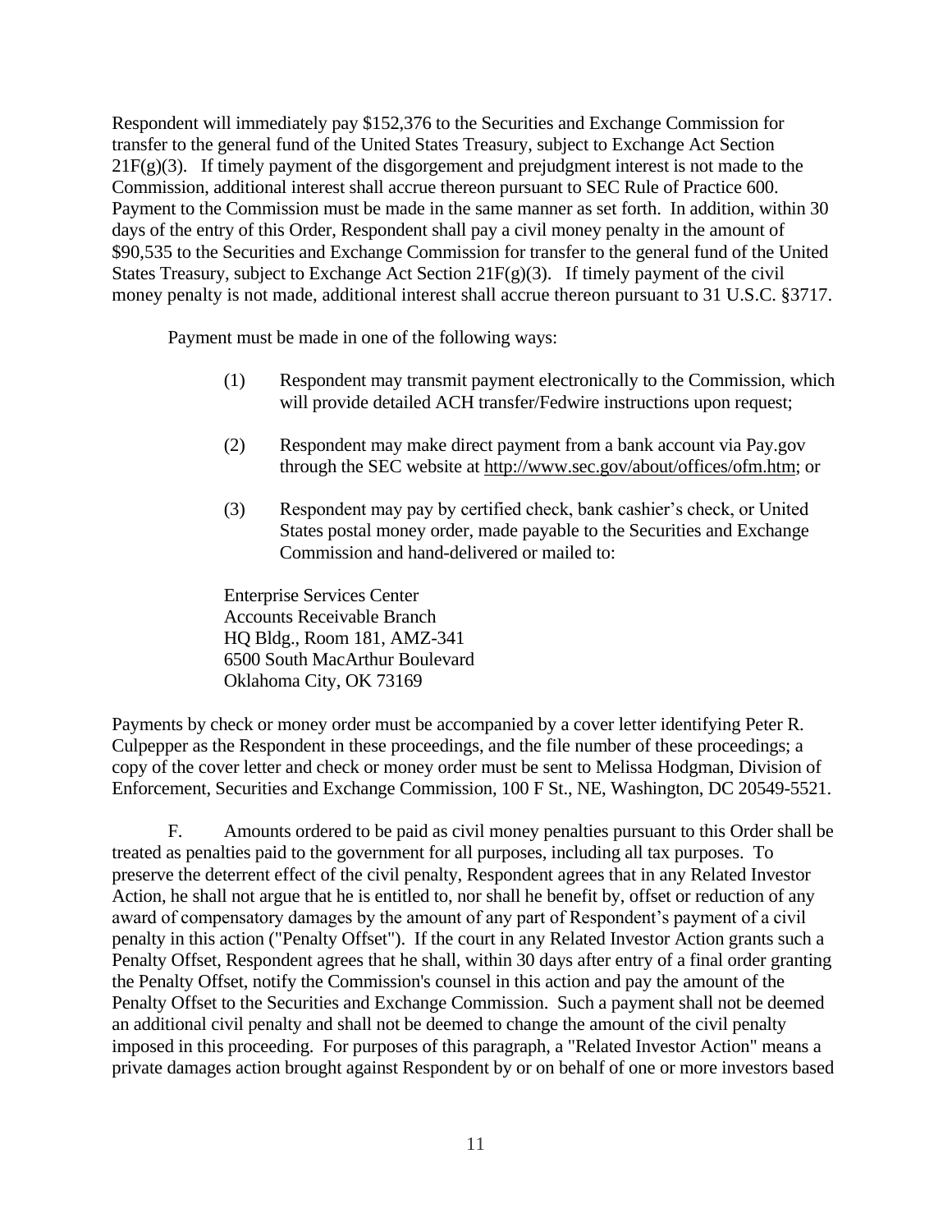Respondent will immediately pay $152,376 to the Securities and Exchange Commission for transfer to the general fund of the United States Treasury, subject to Exchange Act Section 21F(g)(3). If timely payment of the disgorgement and prejudgment interest is not made to the Commission, additional interest shall accrue thereon pursuant to SEC Rule of Practice 600. Payment to the Commission must be made in the same manner as set forth. In addition, within 30 days of the entry of this Order, Respondent shall pay a civil money penalty in the amount of $90,535 to the Securities and Exchange Commission for transfer to the general fund of the United States Treasury, subject to Exchange Act Section 21F(g)(3). If timely payment of the civil money penalty is not made, additional interest shall accrue thereon pursuant to 31 U.S.C. §3717.

Payment must be made in one of the following ways:

(1) Respondent may transmit payment electronically to the Commission, which will provide detailed ACH transfer/Fedwire instructions upon request;

(2) Respondent may make direct payment from a bank account via Pay.gov through the SEC website at http://www.sec.gov/about/offices/ofm.htm; or

(3) Respondent may pay by certified check, bank cashier's check, or United States postal money order, made payable to the Securities and Exchange Commission and hand-delivered or mailed to:

Enterprise Services Center
Accounts Receivable Branch
HQ Bldg., Room 181, AMZ-341
6500 South MacArthur Boulevard
Oklahoma City, OK 73169

Payments by check or money order must be accompanied by a cover letter identifying Peter R. Culpepper as the Respondent in these proceedings, and the file number of these proceedings; a copy of the cover letter and check or money order must be sent to Melissa Hodgman, Division of Enforcement, Securities and Exchange Commission, 100 F St., NE, Washington, DC 20549-5521.

F. Amounts ordered to be paid as civil money penalties pursuant to this Order shall be treated as penalties paid to the government for all purposes, including all tax purposes. To preserve the deterrent effect of the civil penalty, Respondent agrees that in any Related Investor Action, he shall not argue that he is entitled to, nor shall he benefit by, offset or reduction of any award of compensatory damages by the amount of any part of Respondent's payment of a civil penalty in this action ("Penalty Offset"). If the court in any Related Investor Action grants such a Penalty Offset, Respondent agrees that he shall, within 30 days after entry of a final order granting the Penalty Offset, notify the Commission's counsel in this action and pay the amount of the Penalty Offset to the Securities and Exchange Commission. Such a payment shall not be deemed an additional civil penalty and shall not be deemed to change the amount of the civil penalty imposed in this proceeding. For purposes of this paragraph, a "Related Investor Action" means a private damages action brought against Respondent by or on behalf of one or more investors based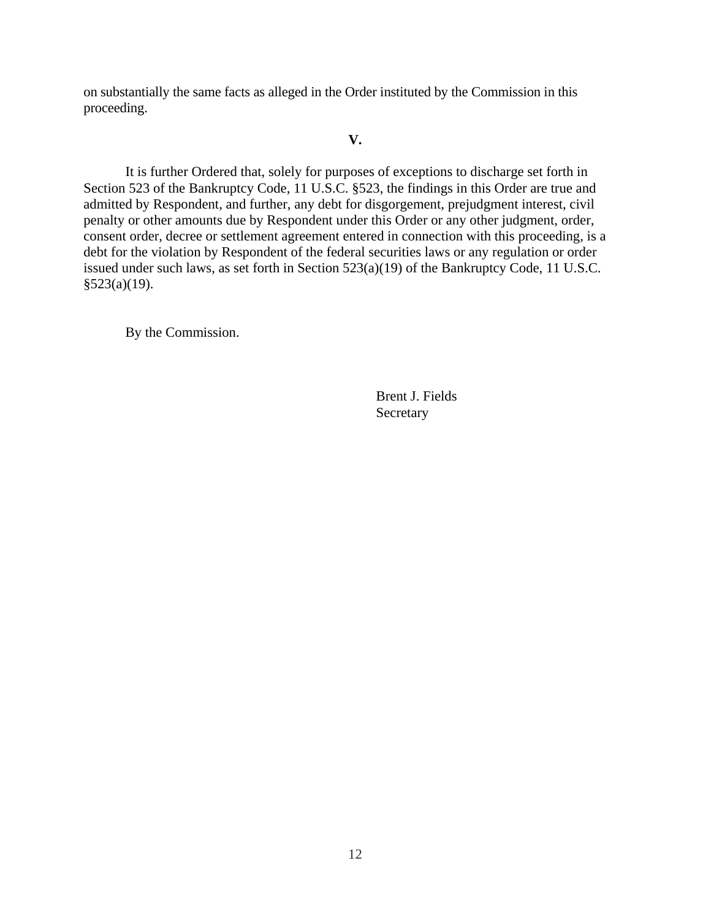on substantially the same facts as alleged in the Order instituted by the Commission in this proceeding.

## V.

It is further Ordered that, solely for purposes of exceptions to discharge set forth in Section 523 of the Bankruptcy Code, 11 U.S.C. §523, the findings in this Order are true and admitted by Respondent, and further, any debt for disgorgement, prejudgment interest, civil penalty or other amounts due by Respondent under this Order or any other judgment, order, consent order, decree or settlement agreement entered in connection with this proceeding, is a debt for the violation by Respondent of the federal securities laws or any regulation or order issued under such laws, as set forth in Section 523(a)(19) of the Bankruptcy Code, 11 U.S.C. §523(a)(19).

By the Commission.

Brent J. Fields
Secretary